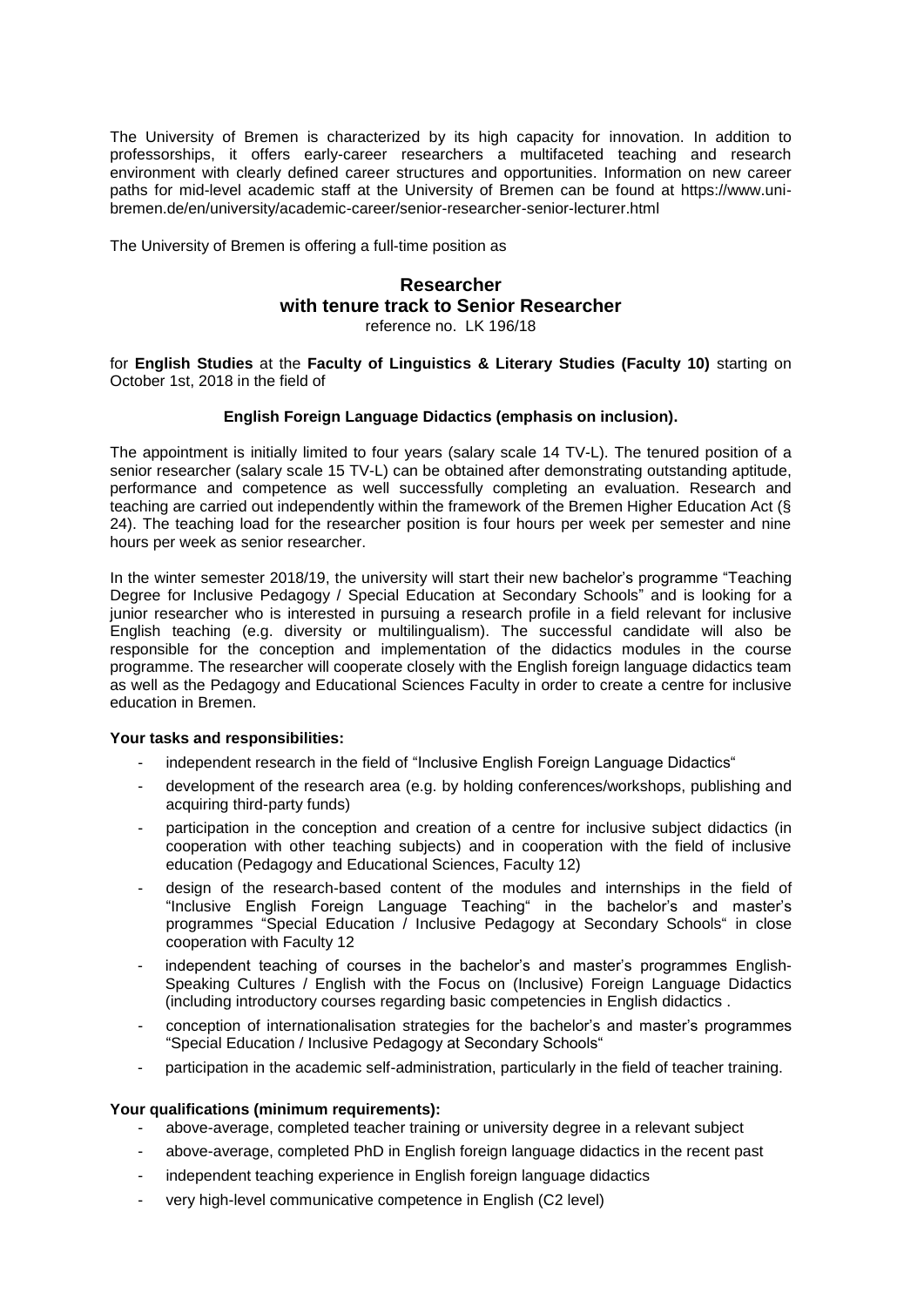The University of Bremen is characterized by its high capacity for innovation. In addition to professorships, it offers early-career researchers a multifaceted teaching and research environment with clearly defined career structures and opportunities. Information on new career paths for mid-level academic staff at the University of Bremen can be found at https://www.uni-bremen.de/en/university/academic-career/senior-researcher-senior-lecturer.html

The University of Bremen is offering a full-time position as

## Researcher
## with tenure track to Senior Researcher

reference no. LK 196/18

for **English Studies** at the **Faculty of Linguistics & Literary Studies (Faculty 10)** starting on October 1st, 2018 in the field of

**English Foreign Language Didactics (emphasis on inclusion).**

The appointment is initially limited to four years (salary scale 14 TV-L). The tenured position of a senior researcher (salary scale 15 TV-L) can be obtained after demonstrating outstanding aptitude, performance and competence as well successfully completing an evaluation. Research and teaching are carried out independently within the framework of the Bremen Higher Education Act (§ 24). The teaching load for the researcher position is four hours per week per semester and nine hours per week as senior researcher.

In the winter semester 2018/19, the university will start their new bachelor's programme "Teaching Degree for Inclusive Pedagogy / Special Education at Secondary Schools" and is looking for a junior researcher who is interested in pursuing a research profile in a field relevant for inclusive English teaching (e.g. diversity or multilingualism). The successful candidate will also be responsible for the conception and implementation of the didactics modules in the course programme. The researcher will cooperate closely with the English foreign language didactics team as well as the Pedagogy and Educational Sciences Faculty in order to create a centre for inclusive education in Bremen.

**Your tasks and responsibilities:**

- independent research in the field of "Inclusive English Foreign Language Didactics"
- development of the research area (e.g. by holding conferences/workshops, publishing and acquiring third-party funds)
- participation in the conception and creation of a centre for inclusive subject didactics (in cooperation with other teaching subjects) and in cooperation with the field of inclusive education (Pedagogy and Educational Sciences, Faculty 12)
- design of the research-based content of the modules and internships in the field of "Inclusive English Foreign Language Teaching" in the bachelor's and master's programmes "Special Education / Inclusive Pedagogy at Secondary Schools" in close cooperation with Faculty 12
- independent teaching of courses in the bachelor's and master's programmes English-Speaking Cultures / English with the Focus on (Inclusive) Foreign Language Didactics (including introductory courses regarding basic competencies in English didactics .
- conception of internationalisation strategies for the bachelor's and master's programmes "Special Education / Inclusive Pedagogy at Secondary Schools"
- participation in the academic self-administration, particularly in the field of teacher training.

**Your qualifications (minimum requirements):**

- above-average, completed teacher training or university degree in a relevant subject
- above-average, completed PhD in English foreign language didactics in the recent past
- independent teaching experience in English foreign language didactics
- very high-level communicative competence in English (C2 level)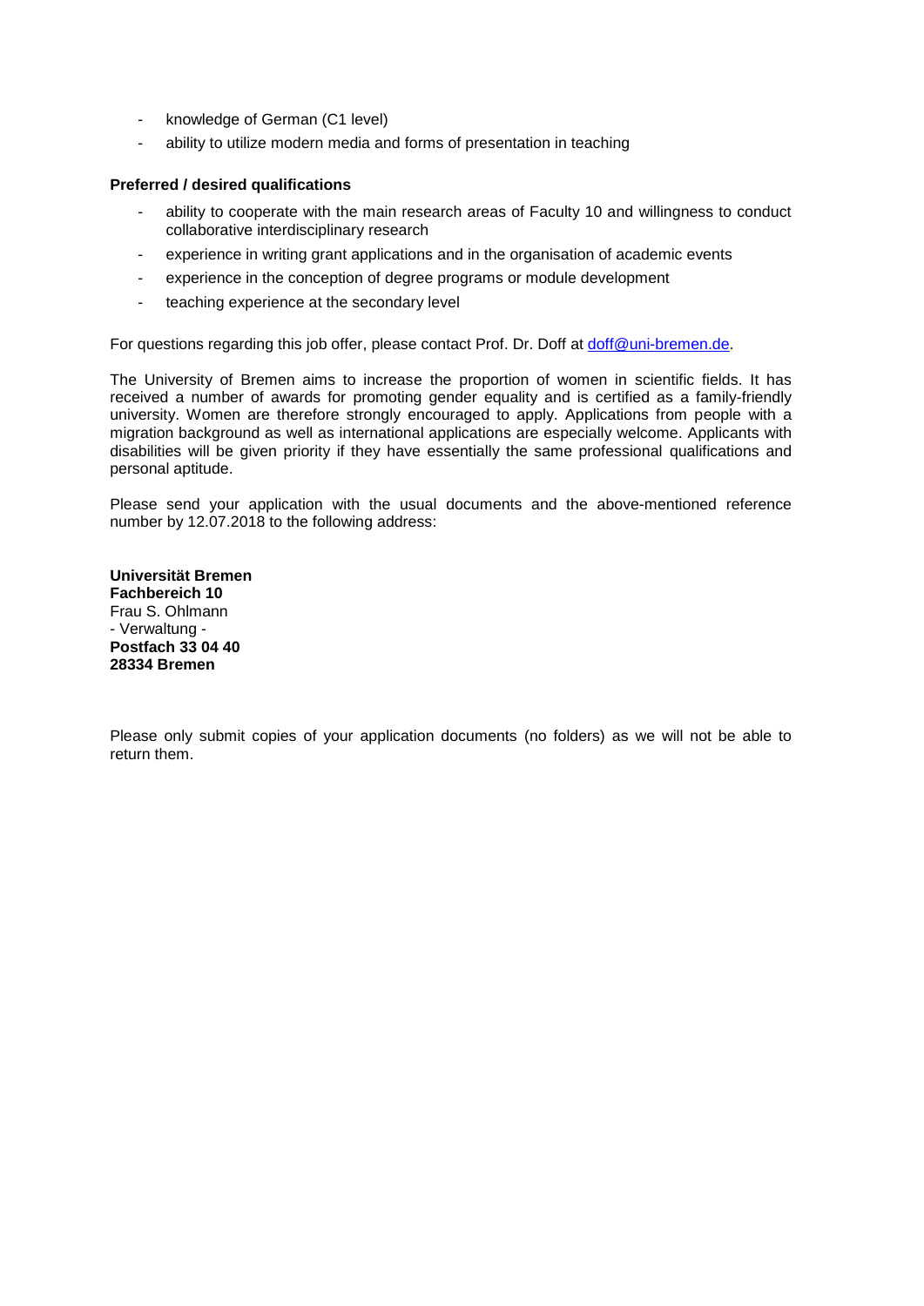- knowledge of German (C1 level)
- ability to utilize modern media and forms of presentation in teaching

**Preferred / desired qualifications**

- ability to cooperate with the main research areas of Faculty 10 and willingness to conduct collaborative interdisciplinary research
- experience in writing grant applications and in the organisation of academic events
- experience in the conception of degree programs or module development
- teaching experience at the secondary level

For questions regarding this job offer, please contact Prof. Dr. Doff at doff@uni-bremen.de.

The University of Bremen aims to increase the proportion of women in scientific fields. It has received a number of awards for promoting gender equality and is certified as a family-friendly university. Women are therefore strongly encouraged to apply. Applications from people with a migration background as well as international applications are especially welcome. Applicants with disabilities will be given priority if they have essentially the same professional qualifications and personal aptitude.

Please send your application with the usual documents and the above-mentioned reference number by 12.07.2018 to the following address:

**Universität Bremen**
**Fachbereich 10**
Frau S. Ohlmann
- Verwaltung -
**Postfach 33 04 40**
**28334 Bremen**

Please only submit copies of your application documents (no folders) as we will not be able to return them.